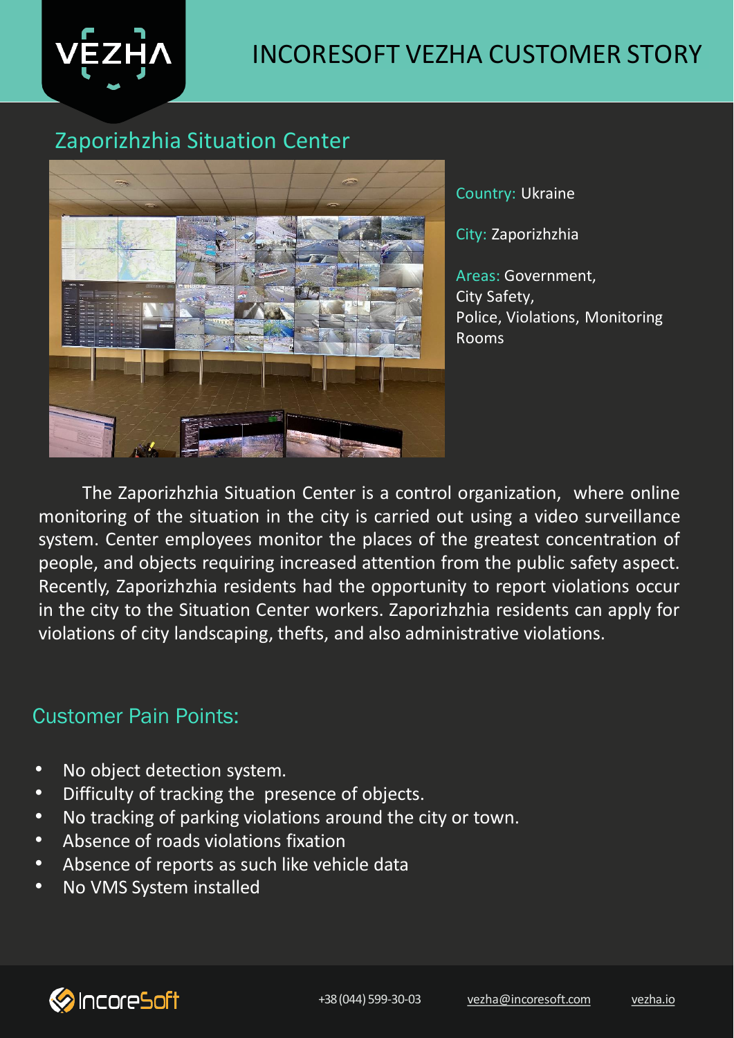# INCORESOFT VEZHA CUSTOMER STORY

## Zaporizhzhia Situation Center

Country: Ukraine

City: Zaporizhzhia

Areas: Government, City Safety, Police, Violations, Monitoring Rooms

The Zaporizhzhia Situation Center is a control organization, where online monitoring of the situation in the city is carried out using a video surveillance system. Center employees monitor the places of the greatest concentration of people, and objects requiring increased attention from the public safety aspect. Recently, Zaporizhzhia residents had the opportunity to report violations occur in the city to the Situation Center workers. Zaporizhzhia residents can apply for violations of city landscaping, thefts, and also administrative violations.

## Customer Pain Points:

- No object detection system.
- Difficulty of tracking the presence of objects.
- No tracking of parking violations around the city or town.
- Absence of roads violations fixation
- Absence of reports as such like vehicle data
- No VMS System installed

IncoreSoft +38 (044) 599-30-03 vezha@incoresoft.com vezha.io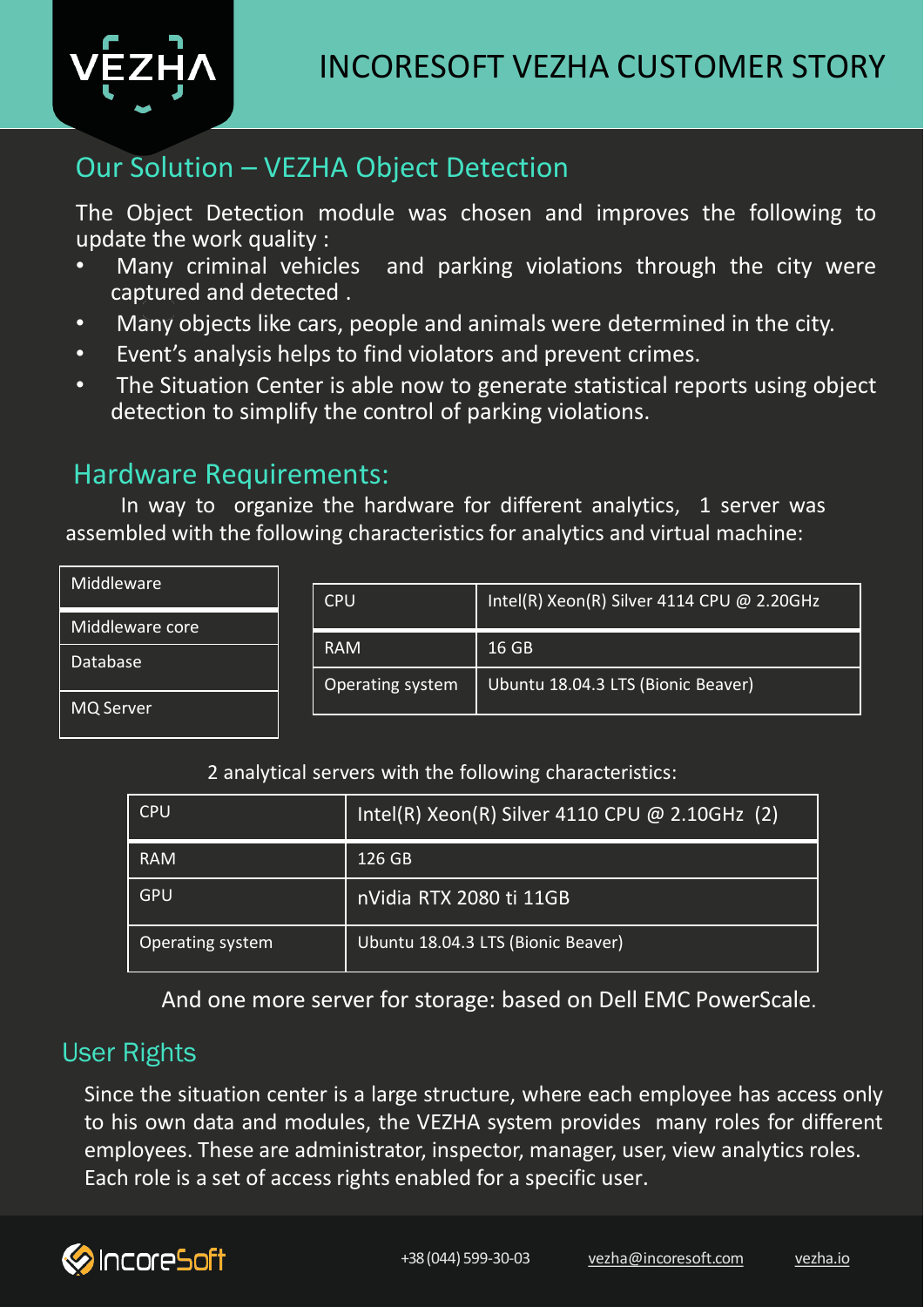## Our Solution – VEZHA Object Detection

The Object Detection module was chosen and improves the following to update the work quality :

- Many criminal vehicles and parking violations through the city were captured and detected .
- Many objects like cars, people and animals were determined in the city.
- Event's analysis helps to find violators and prevent crimes.
- The Situation Center is able now to generate statistical reports using object detection to simplify the control of parking violations.

## Hardware Requirements:

In way to organize the hardware for different analytics, 1 server was assembled with the following characteristics for analytics and virtual machine:

| Middleware |
|---|
| Middleware core |
| Database |
| MQ Server |

| CPU | Intel(R) Xeon(R) Silver 4114 CPU @ 2.20GHz |
|---|---|
| RAM | 16 GB |
| Operating system | Ubuntu 18.04.3 LTS (Bionic Beaver) |

2 analytical servers with the following characteristics:

| CPU | Intel(R) Xeon(R) Silver 4110 CPU @ 2.10GHz (2) |
|---|---|
| RAM | 126 GB |
| GPU | nVidia RTX 2080 ti 11GB |
| Operating system | Ubuntu 18.04.3 LTS (Bionic Beaver) |

And one more server for storage: based on Dell EMC PowerScale.

## User Rights

Since the situation center is a large structure, where each employee has access only to his own data and modules, the VEZHA system provides many roles for different employees. These are administrator, inspector, manager, user, view analytics roles. Each role is a set of access rights enabled for a specific user.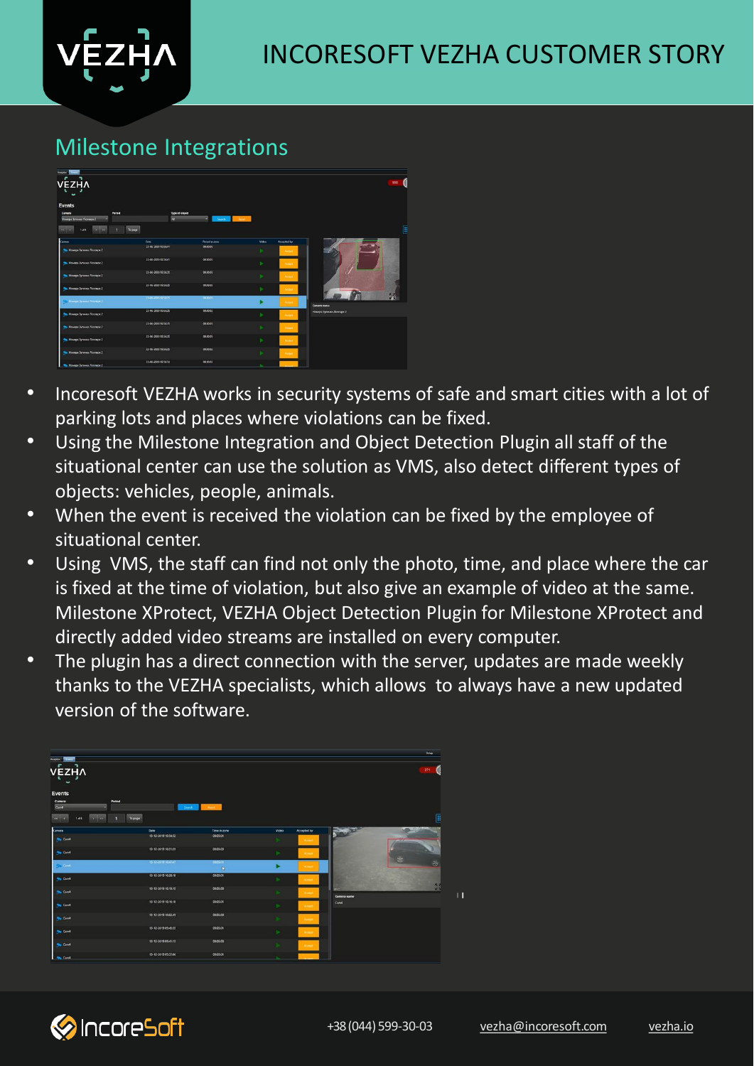## Milestone Integrations

- Incoresoft VEZHA works in security systems of safe and smart cities with a lot of parking lots and places where violations can be fixed.
- Using the Milestone Integration and Object Detection Plugin all staff of the situational center can use the solution as VMS, also detect different types of objects: vehicles, people, animals.
- When the event is received the violation can be fixed by the employee of situational center.
- Using VMS, the staff can find not only the photo, time, and place where the car is fixed at the time of violation, but also give an example of video at the same. Milestone XProtect, VEZHA Object Detection Plugin for Milestone XProtect and directly added video streams are installed on every computer.
- The plugin has a direct connection with the server, updates are made weekly thanks to the VEZHA specialists, which allows to always have a new updated version of the software.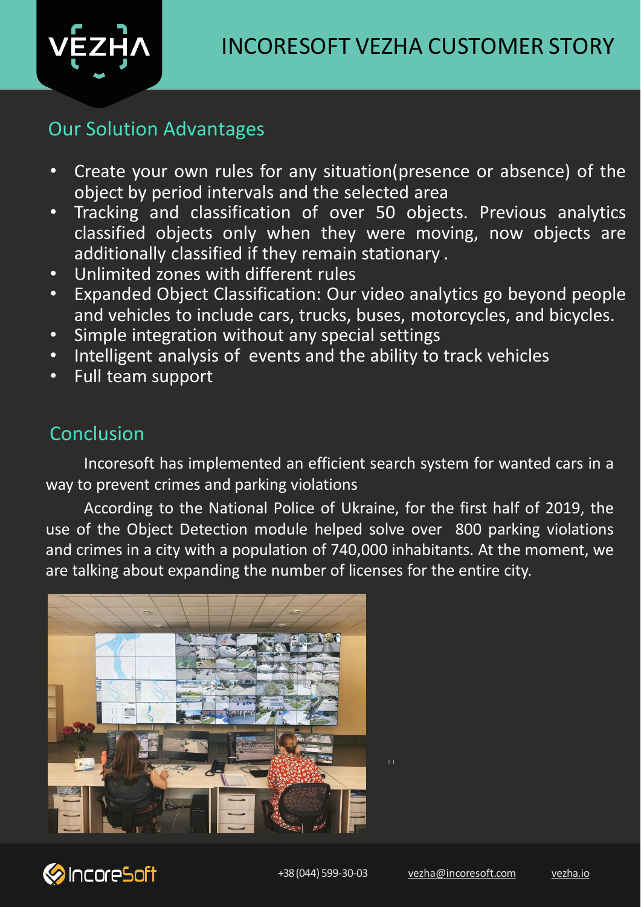## Our Solution Advantages

- Create your own rules for any situation(presence or absence) of the object by period intervals and the selected area
- Tracking and classification of over 50 objects. Previous analytics classified objects only when they were moving, now objects are additionally classified if they remain stationary.
- Unlimited zones with different rules
- Expanded Object Classification: Our video analytics go beyond people and vehicles to include cars, trucks, buses, motorcycles, and bicycles.
- Simple integration without any special settings
- Intelligent analysis of events and the ability to track vehicles
- Full team support

## Conclusion

Incoresoft has implemented an efficient search system for wanted cars in a way to prevent crimes and parking violations

According to the National Police of Ukraine, for the first half of 2019, the use of the Object Detection module helped solve over 800 parking violations and crimes in a city with a population of 740,000 inhabitants. At the moment, we are talking about expanding the number of licenses for the entire city.

+38 (044) 599-30-03 vezha@incoresoft.com vezha.io